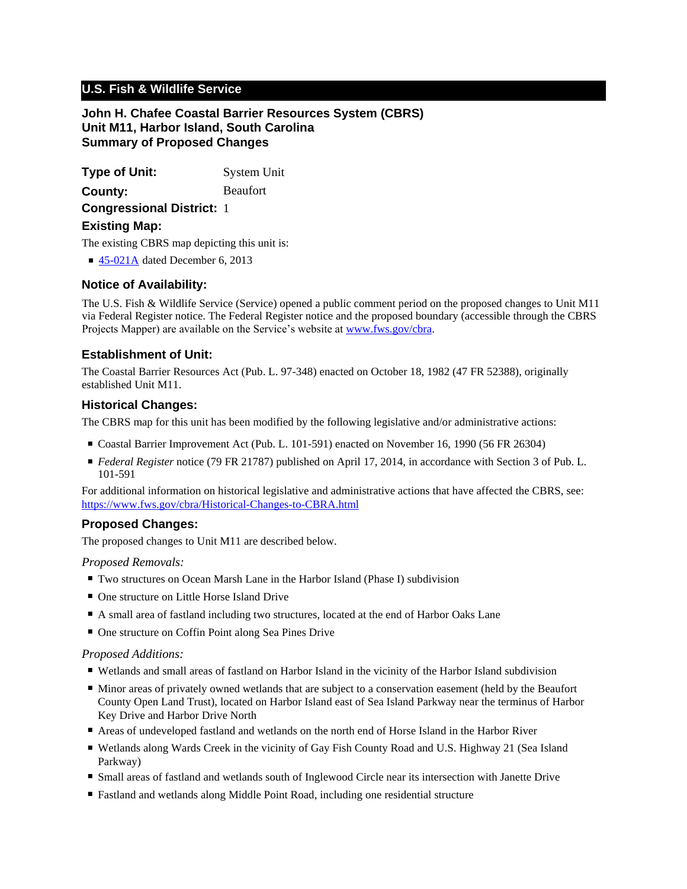## U.S. Fish & Wildlife Service

### John H. Chafee Coastal Barrier Resources System (CBRS)
### Unit M11, Harbor Island, South Carolina
### Summary of Proposed Changes

**Type of Unit:** System Unit

**County:** Beaufort

**Congressional District:** 1

### Existing Map:

The existing CBRS map depicting this unit is:

- [45-021A](45-021A) dated December 6, 2013

### Notice of Availability:

The U.S. Fish & Wildlife Service (Service) opened a public comment period on the proposed changes to Unit M11 via Federal Register notice. The Federal Register notice and the proposed boundary (accessible through the CBRS Projects Mapper) are available on the Service's website at [www.fws.gov/cbra](www.fws.gov/cbra).

### Establishment of Unit:

The Coastal Barrier Resources Act (Pub. L. 97-348) enacted on October 18, 1982 (47 FR 52388), originally established Unit M11.

### Historical Changes:

The CBRS map for this unit has been modified by the following legislative and/or administrative actions:

- Coastal Barrier Improvement Act (Pub. L. 101-591) enacted on November 16, 1990 (56 FR 26304)
- *Federal Register* notice (79 FR 21787) published on April 17, 2014, in accordance with Section 3 of Pub. L. 101-591

For additional information on historical legislative and administrative actions that have affected the CBRS, see: [https://www.fws.gov/cbra/Historical-Changes-to-CBRA.html](https://www.fws.gov/cbra/Historical-Changes-to-CBRA.html)

### Proposed Changes:

The proposed changes to Unit M11 are described below.

*Proposed Removals:*

- Two structures on Ocean Marsh Lane in the Harbor Island (Phase I) subdivision
- One structure on Little Horse Island Drive
- A small area of fastland including two structures, located at the end of Harbor Oaks Lane
- One structure on Coffin Point along Sea Pines Drive

*Proposed Additions:*

- Wetlands and small areas of fastland on Harbor Island in the vicinity of the Harbor Island subdivision
- Minor areas of privately owned wetlands that are subject to a conservation easement (held by the Beaufort County Open Land Trust), located on Harbor Island east of Sea Island Parkway near the terminus of Harbor Key Drive and Harbor Drive North
- Areas of undeveloped fastland and wetlands on the north end of Horse Island in the Harbor River
- Wetlands along Wards Creek in the vicinity of Gay Fish County Road and U.S. Highway 21 (Sea Island Parkway)
- Small areas of fastland and wetlands south of Inglewood Circle near its intersection with Janette Drive
- Fastland and wetlands along Middle Point Road, including one residential structure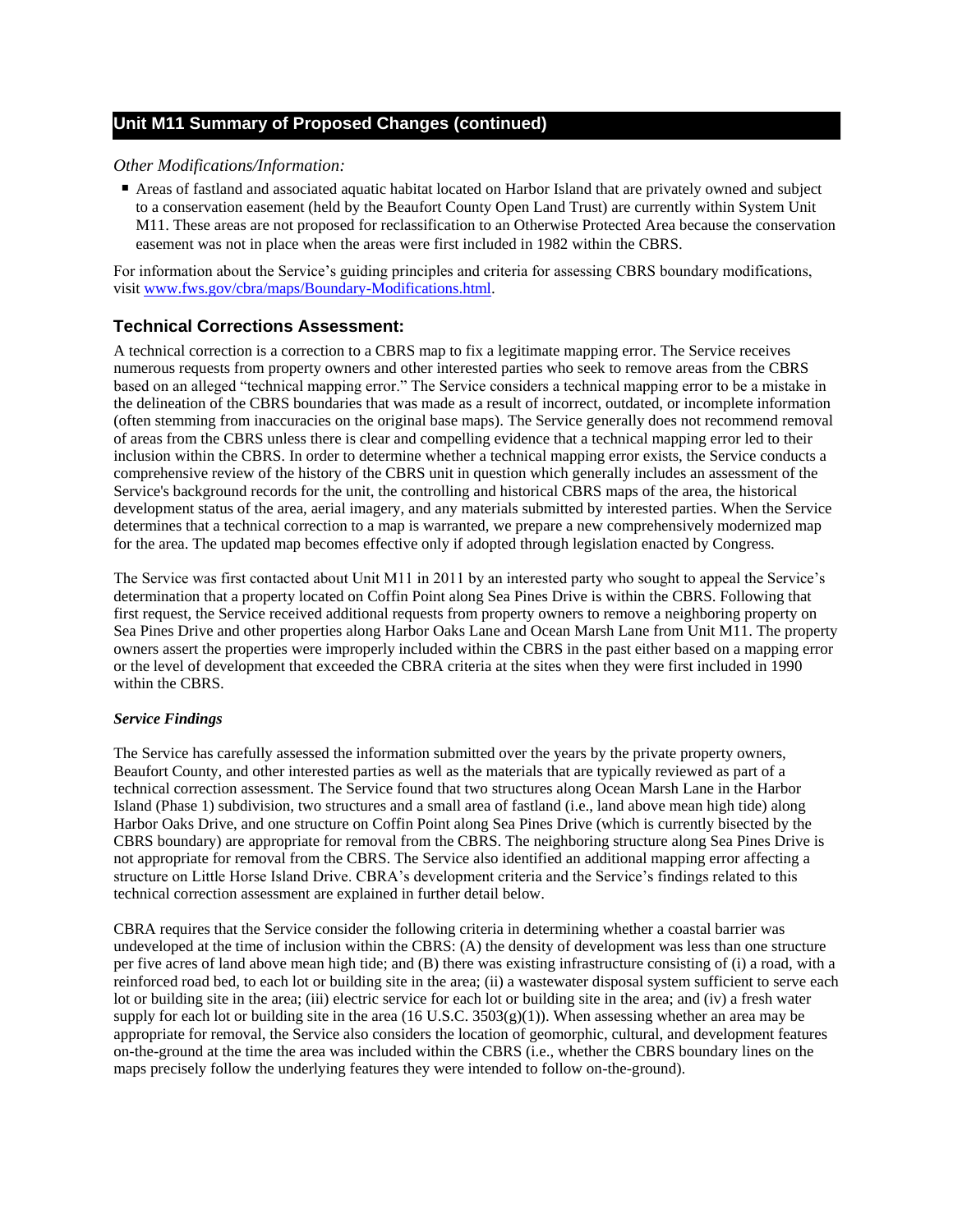## Unit M11 Summary of Proposed Changes (continued)

*Other Modifications/Information:*

- Areas of fastland and associated aquatic habitat located on Harbor Island that are privately owned and subject to a conservation easement (held by the Beaufort County Open Land Trust) are currently within System Unit M11. These areas are not proposed for reclassification to an Otherwise Protected Area because the conservation easement was not in place when the areas were first included in 1982 within the CBRS.

For information about the Service's guiding principles and criteria for assessing CBRS boundary modifications, visit [www.fws.gov/cbra/maps/Boundary-Modifications.html](www.fws.gov/cbra/maps/Boundary-Modifications.html).

### Technical Corrections Assessment:

A technical correction is a correction to a CBRS map to fix a legitimate mapping error. The Service receives numerous requests from property owners and other interested parties who seek to remove areas from the CBRS based on an alleged "technical mapping error." The Service considers a technical mapping error to be a mistake in the delineation of the CBRS boundaries that was made as a result of incorrect, outdated, or incomplete information (often stemming from inaccuracies on the original base maps). The Service generally does not recommend removal of areas from the CBRS unless there is clear and compelling evidence that a technical mapping error led to their inclusion within the CBRS. In order to determine whether a technical mapping error exists, the Service conducts a comprehensive review of the history of the CBRS unit in question which generally includes an assessment of the Service's background records for the unit, the controlling and historical CBRS maps of the area, the historical development status of the area, aerial imagery, and any materials submitted by interested parties. When the Service determines that a technical correction to a map is warranted, we prepare a new comprehensively modernized map for the area. The updated map becomes effective only if adopted through legislation enacted by Congress.

The Service was first contacted about Unit M11 in 2011 by an interested party who sought to appeal the Service's determination that a property located on Coffin Point along Sea Pines Drive is within the CBRS. Following that first request, the Service received additional requests from property owners to remove a neighboring property on Sea Pines Drive and other properties along Harbor Oaks Lane and Ocean Marsh Lane from Unit M11. The property owners assert the properties were improperly included within the CBRS in the past either based on a mapping error or the level of development that exceeded the CBRA criteria at the sites when they were first included in 1990 within the CBRS.

***Service Findings***

The Service has carefully assessed the information submitted over the years by the private property owners, Beaufort County, and other interested parties as well as the materials that are typically reviewed as part of a technical correction assessment. The Service found that two structures along Ocean Marsh Lane in the Harbor Island (Phase 1) subdivision, two structures and a small area of fastland (i.e., land above mean high tide) along Harbor Oaks Drive, and one structure on Coffin Point along Sea Pines Drive (which is currently bisected by the CBRS boundary) are appropriate for removal from the CBRS. The neighboring structure along Sea Pines Drive is not appropriate for removal from the CBRS. The Service also identified an additional mapping error affecting a structure on Little Horse Island Drive. CBRA's development criteria and the Service's findings related to this technical correction assessment are explained in further detail below.

CBRA requires that the Service consider the following criteria in determining whether a coastal barrier was undeveloped at the time of inclusion within the CBRS: (A) the density of development was less than one structure per five acres of land above mean high tide; and (B) there was existing infrastructure consisting of (i) a road, with a reinforced road bed, to each lot or building site in the area; (ii) a wastewater disposal system sufficient to serve each lot or building site in the area; (iii) electric service for each lot or building site in the area; and (iv) a fresh water supply for each lot or building site in the area (16 U.S.C. 3503(g)(1)). When assessing whether an area may be appropriate for removal, the Service also considers the location of geomorphic, cultural, and development features on-the-ground at the time the area was included within the CBRS (i.e., whether the CBRS boundary lines on the maps precisely follow the underlying features they were intended to follow on-the-ground).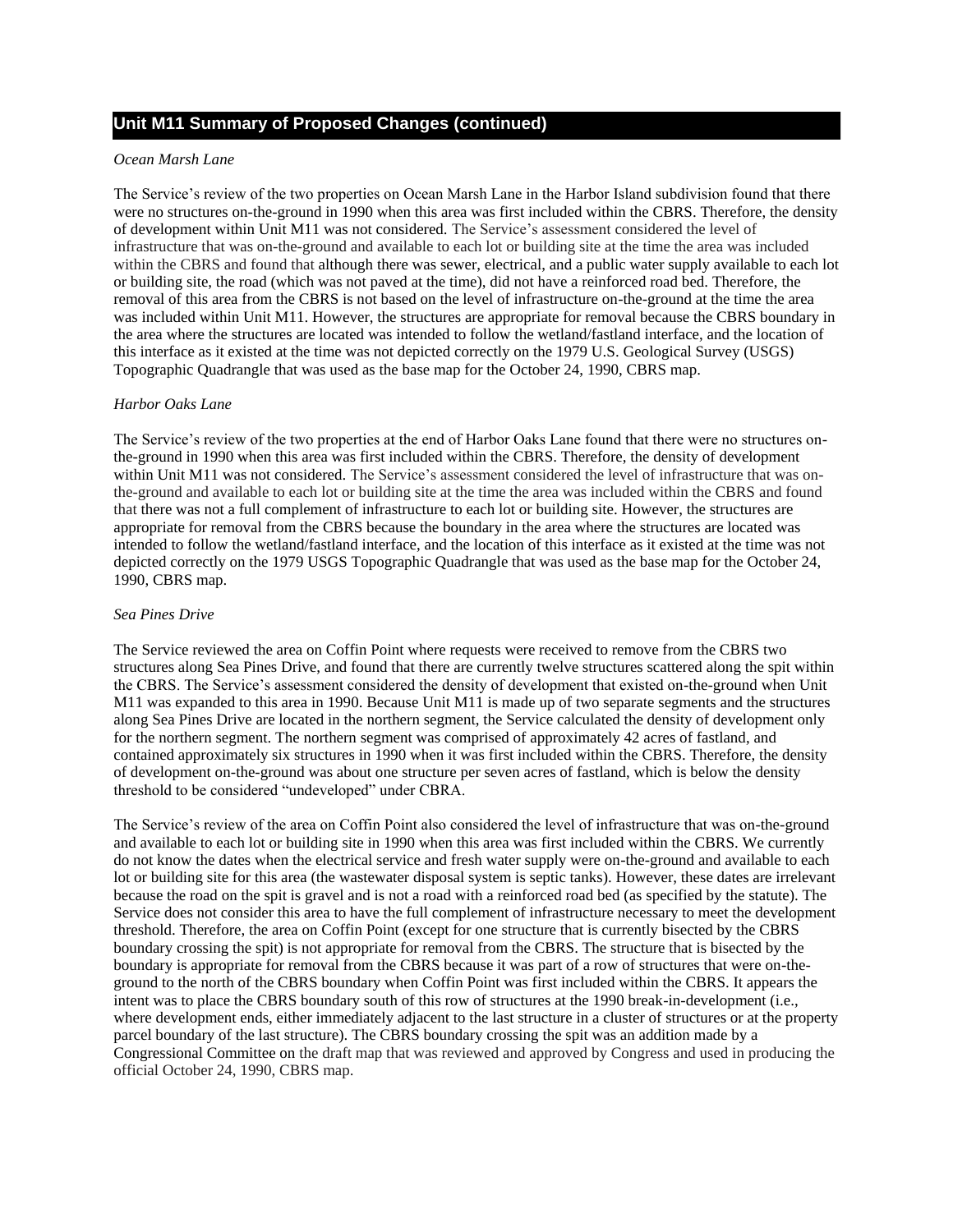## Unit M11 Summary of Proposed Changes (continued)

*Ocean Marsh Lane*

The Service's review of the two properties on Ocean Marsh Lane in the Harbor Island subdivision found that there were no structures on-the-ground in 1990 when this area was first included within the CBRS. Therefore, the density of development within Unit M11 was not considered. The Service's assessment considered the level of infrastructure that was on-the-ground and available to each lot or building site at the time the area was included within the CBRS and found that although there was sewer, electrical, and a public water supply available to each lot or building site, the road (which was not paved at the time), did not have a reinforced road bed. Therefore, the removal of this area from the CBRS is not based on the level of infrastructure on-the-ground at the time the area was included within Unit M11. However, the structures are appropriate for removal because the CBRS boundary in the area where the structures are located was intended to follow the wetland/fastland interface, and the location of this interface as it existed at the time was not depicted correctly on the 1979 U.S. Geological Survey (USGS) Topographic Quadrangle that was used as the base map for the October 24, 1990, CBRS map.

*Harbor Oaks Lane*

The Service's review of the two properties at the end of Harbor Oaks Lane found that there were no structures on-the-ground in 1990 when this area was first included within the CBRS. Therefore, the density of development within Unit M11 was not considered. The Service's assessment considered the level of infrastructure that was on-the-ground and available to each lot or building site at the time the area was included within the CBRS and found that there was not a full complement of infrastructure to each lot or building site. However, the structures are appropriate for removal from the CBRS because the boundary in the area where the structures are located was intended to follow the wetland/fastland interface, and the location of this interface as it existed at the time was not depicted correctly on the 1979 USGS Topographic Quadrangle that was used as the base map for the October 24, 1990, CBRS map.

*Sea Pines Drive*

The Service reviewed the area on Coffin Point where requests were received to remove from the CBRS two structures along Sea Pines Drive, and found that there are currently twelve structures scattered along the spit within the CBRS. The Service's assessment considered the density of development that existed on-the-ground when Unit M11 was expanded to this area in 1990. Because Unit M11 is made up of two separate segments and the structures along Sea Pines Drive are located in the northern segment, the Service calculated the density of development only for the northern segment. The northern segment was comprised of approximately 42 acres of fastland, and contained approximately six structures in 1990 when it was first included within the CBRS. Therefore, the density of development on-the-ground was about one structure per seven acres of fastland, which is below the density threshold to be considered "undeveloped" under CBRA.

The Service's review of the area on Coffin Point also considered the level of infrastructure that was on-the-ground and available to each lot or building site in 1990 when this area was first included within the CBRS. We currently do not know the dates when the electrical service and fresh water supply were on-the-ground and available to each lot or building site for this area (the wastewater disposal system is septic tanks). However, these dates are irrelevant because the road on the spit is gravel and is not a road with a reinforced road bed (as specified by the statute). The Service does not consider this area to have the full complement of infrastructure necessary to meet the development threshold. Therefore, the area on Coffin Point (except for one structure that is currently bisected by the CBRS boundary crossing the spit) is not appropriate for removal from the CBRS. The structure that is bisected by the boundary is appropriate for removal from the CBRS because it was part of a row of structures that were on-the-ground to the north of the CBRS boundary when Coffin Point was first included within the CBRS. It appears the intent was to place the CBRS boundary south of this row of structures at the 1990 break-in-development (i.e., where development ends, either immediately adjacent to the last structure in a cluster of structures or at the property parcel boundary of the last structure). The CBRS boundary crossing the spit was an addition made by a Congressional Committee on the draft map that was reviewed and approved by Congress and used in producing the official October 24, 1990, CBRS map.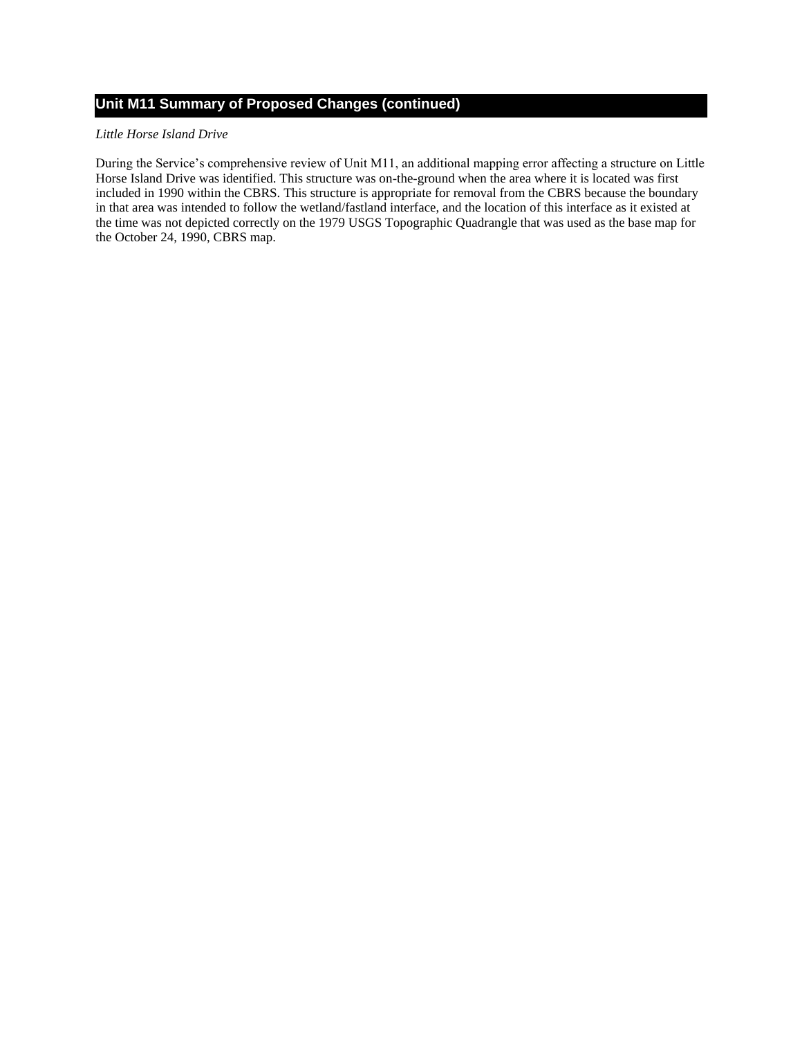## Unit M11 Summary of Proposed Changes (continued)

*Little Horse Island Drive*

During the Service's comprehensive review of Unit M11, an additional mapping error affecting a structure on Little Horse Island Drive was identified. This structure was on-the-ground when the area where it is located was first included in 1990 within the CBRS. This structure is appropriate for removal from the CBRS because the boundary in that area was intended to follow the wetland/fastland interface, and the location of this interface as it existed at the time was not depicted correctly on the 1979 USGS Topographic Quadrangle that was used as the base map for the October 24, 1990, CBRS map.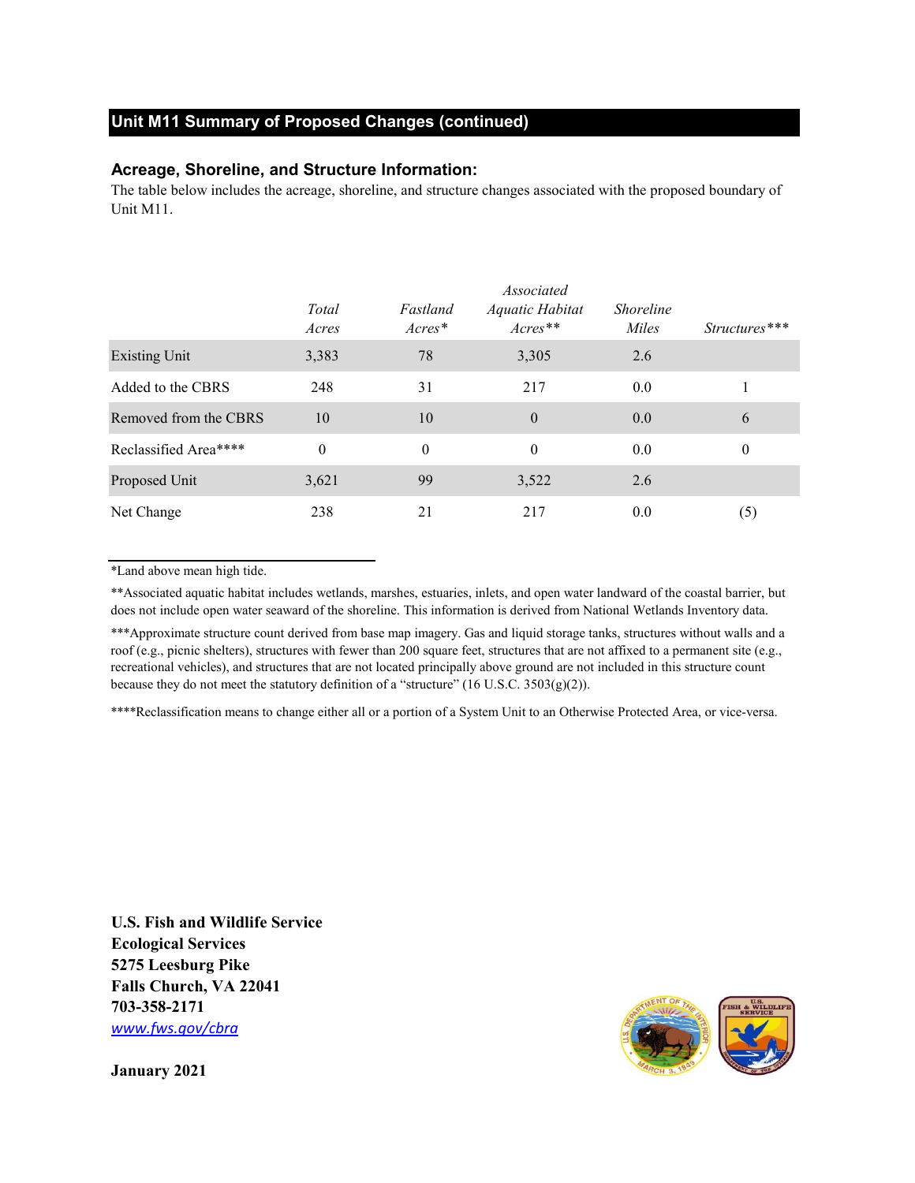## Unit M11 Summary of Proposed Changes (continued)

### Acreage, Shoreline, and Structure Information:

The table below includes the acreage, shoreline, and structure changes associated with the proposed boundary of Unit M11.

| | *Total Acres* | *Fastland Acres** | *Associated Aquatic Habitat Acres*** | *Shoreline Miles* | *Structures**** |
|---|---|---|---|---|---|
| Existing Unit | 3,383 | 78 | 3,305 | 2.6 | |
| Added to the CBRS | 248 | 31 | 217 | 0.0 | 1 |
| Removed from the CBRS | 10 | 10 | 0 | 0.0 | 6 |
| Reclassified Area**** | 0 | 0 | 0 | 0.0 | 0 |
| Proposed Unit | 3,621 | 99 | 3,522 | 2.6 | |
| Net Change | 238 | 21 | 217 | 0.0 | (5) |

*Land above mean high tide.

**Associated aquatic habitat includes wetlands, marshes, estuaries, inlets, and open water landward of the coastal barrier, but does not include open water seaward of the shoreline. This information is derived from National Wetlands Inventory data.

***Approximate structure count derived from base map imagery. Gas and liquid storage tanks, structures without walls and a roof (e.g., picnic shelters), structures with fewer than 200 square feet, structures that are not affixed to a permanent site (e.g., recreational vehicles), and structures that are not located principally above ground are not included in this structure count because they do not meet the statutory definition of a "structure" (16 U.S.C. 3503(g)(2)).

****Reclassification means to change either all or a portion of a System Unit to an Otherwise Protected Area, or vice-versa.

**U.S. Fish and Wildlife Service**
**Ecological Services**
**5275 Leesburg Pike**
**Falls Church, VA 22041**
**703-358-2171**
*www.fws.gov/cbra*

**January 2021**